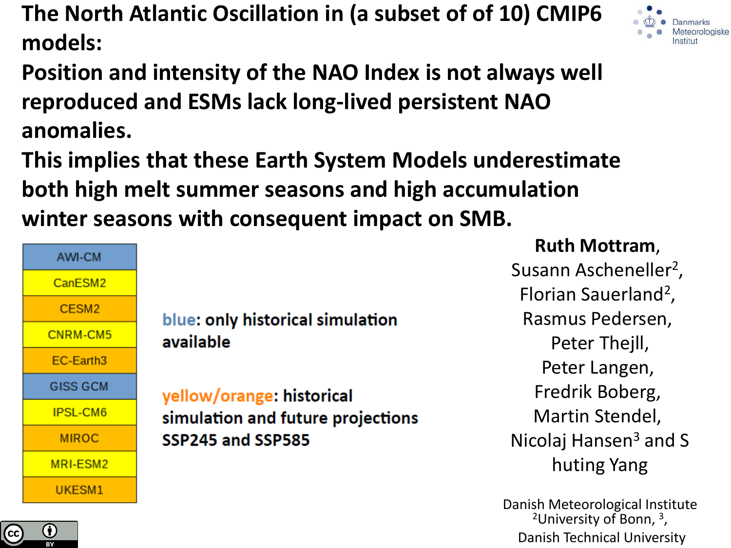# The North Atlantic Oscillation in (a subset of of 10) CMIP6 models:

# Position and intensity of the NAO Index is not always well reproduced and ESMs lack long-lived persistent NAO anomalies.

# This implies that these Earth System Models underestimate both high melt summer seasons and high accumulation winter seasons with consequent impact on SMB.

Danmarks Meteorologiske Institut

| Model |
| --- |
| AWI-CM |
| CanESM2 |
| CESM2 |
| CNRM-CM5 |
| EC-Earth3 |
| GISS GCM |
| IPSL-CM6 |
| MIROC |
| MRI-ESM2 |
| UKESM1 |

**blue: only historical simulation available**

**yellow/orange: historical simulation and future projections SSP245 and SSP585**

**Ruth Mottram**, Susann Ascheneller[2], Florian Sauerland[2], Rasmus Pedersen, Peter Thejll, Peter Langen, Fredrik Boberg, Martin Stendel, Nicolaj Hansen[3] and S huting Yang

Danish Meteorological Institute
[2]University of Bonn, [3],
Danish Technical University

CC BY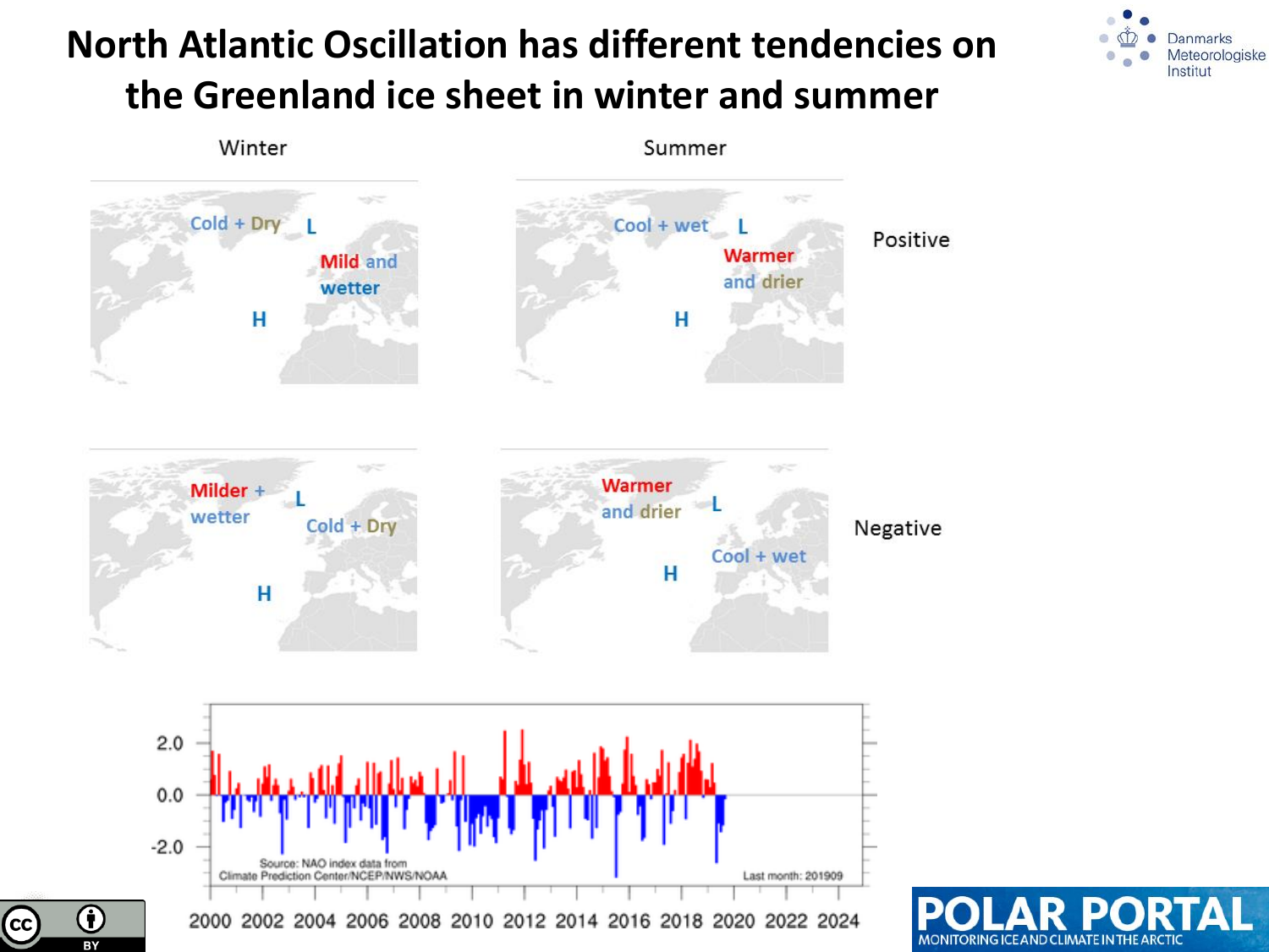# North Atlantic Oscillation has different tendencies on the Greenland ice sheet in winter and summer

| | Winter | Summer |
|---|---|---|
| **Positive** | Greenland: Cold + Dry (L); Europe: Mild and wetter; H | Greenland: Cool + wet (L); Europe: Warmer and drier; H |
| **Negative** | Greenland: Milder + wetter (L); Europe: Cold + Dry; H | Greenland: Warmer and drier (L); Europe: Cool + wet; H |

Source: NAO index data from Climate Prediction Center/NCEP/NWS/NOAA

Last month: 201909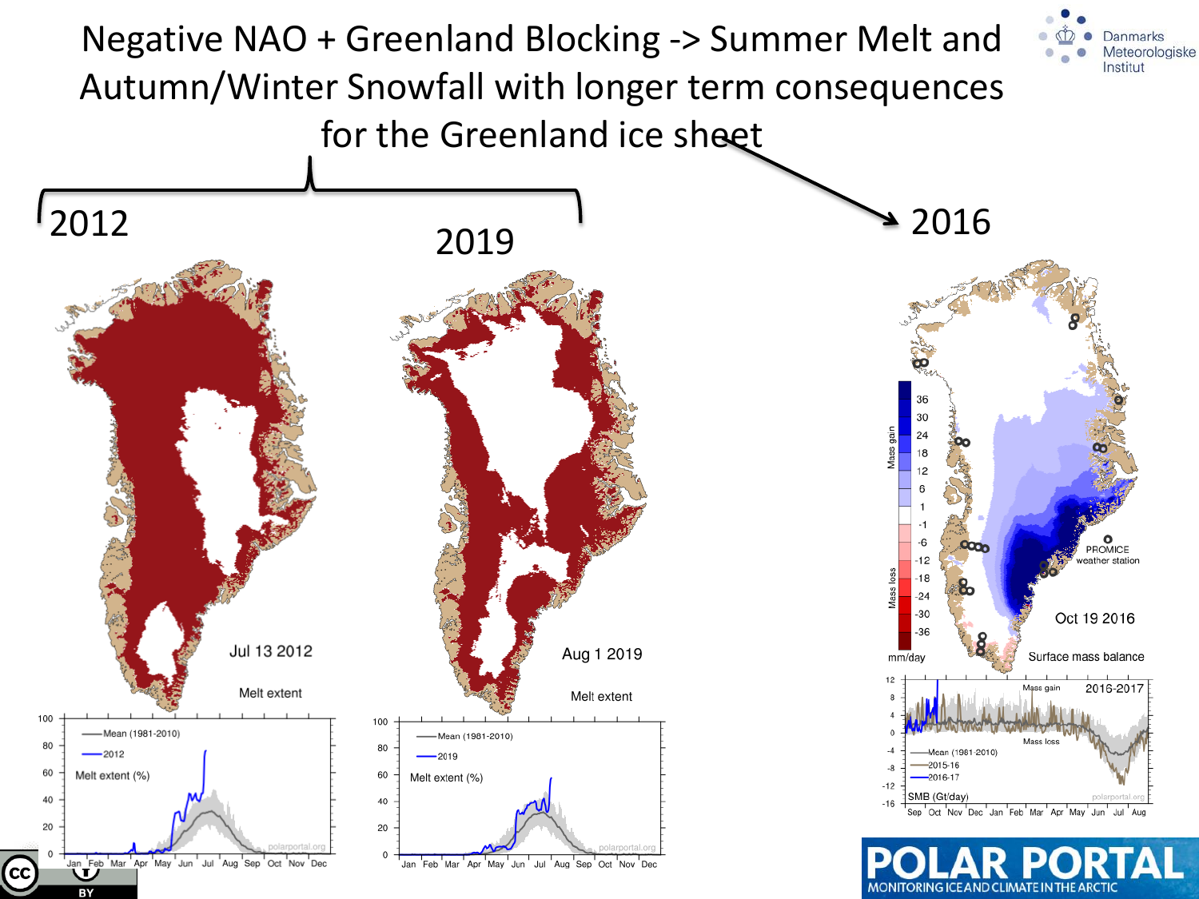# Negative NAO + Greenland Blocking -> Summer Melt and Autumn/Winter Snowfall with longer term consequences for the Greenland ice sheet

Danmarks Meteorologiske Institut

2012

2019

2016

Jul 13 2012

Melt extent

Aug 1 2019

Melt extent

Oct 19 2016

Surface mass balance

PROMICE weather station

POLAR PORTAL

MONITORING ICE AND CLIMATE IN THE ARCTIC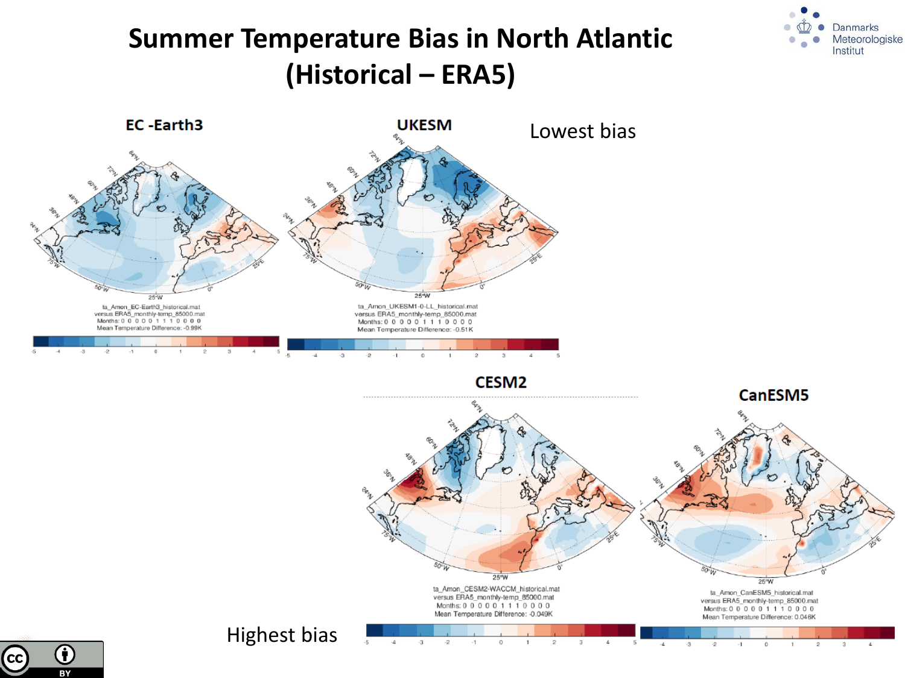# Summer Temperature Bias in North Atlantic (Historical – ERA5)

**EC-Earth3**

ta_Amon_EC-Earth3_historical.mat
versus ERA5_monthly-temp_85000.mat
Months: 0 0 0 0 0 1 1 1 0 0 0 0
Mean Temperature Difference: -0.99K

**UKESM**

Lowest bias

ta_Amon_UKESM1-0-LL_historical.mat
versus ERA5_monthly-temp_85000.mat
Months: 0 0 0 0 0 1 1 1 0 0 0 0
Mean Temperature Difference: -0.51K

**CESM2**

ta_Amon_CESM2-WACCM_historical.mat
versus ERA5_monthly-temp_85000.mat
Months: 0 0 0 0 0 1 1 1 0 0 0 0
Mean Temperature Difference: -0.049K

**CanESM5**

ta_Amon_CanESM5_historical.mat
versus ERA5_monthly-temp_85000.mat
Months: 0 0 0 0 0 1 1 1 0 0 0 0
Mean Temperature Difference: 0.046K

Highest bias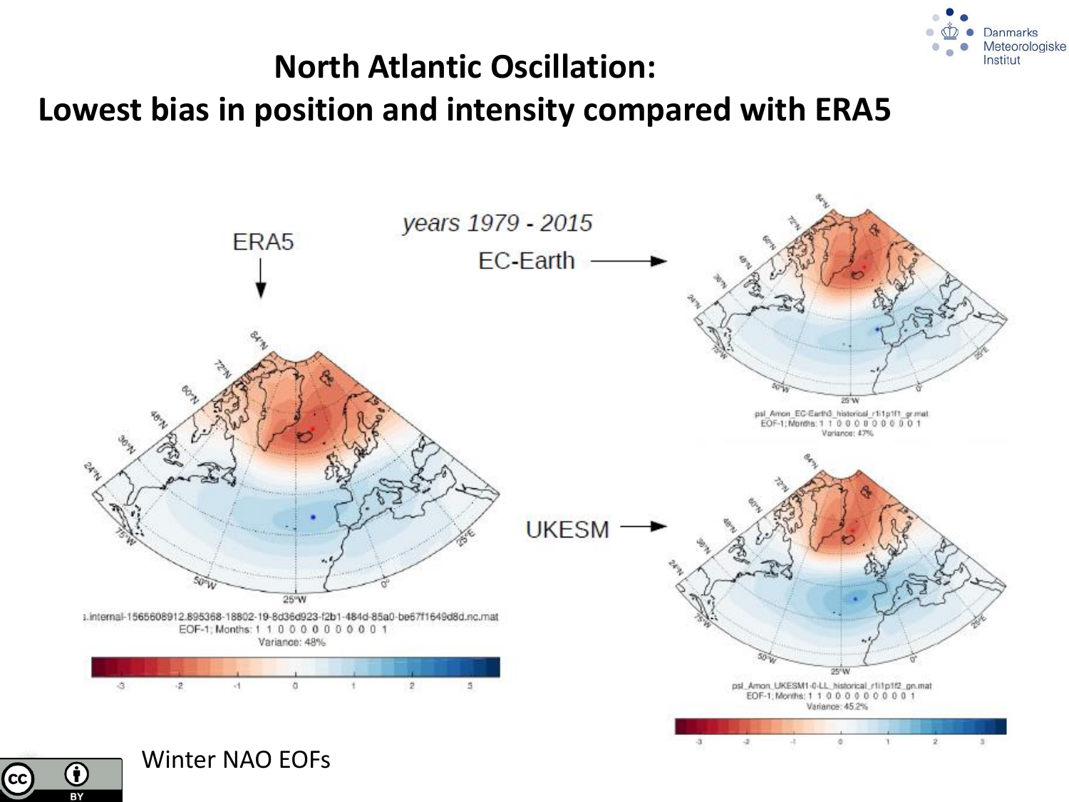# North Atlantic Oscillation:
## Lowest bias in position and intensity compared with ERA5

*years 1979 - 2015*

ERA5

EC-Earth

UKESM

s.internal-1565608912.895368-18802-19-8d36d923-f2b1-484d-85a0-be67f1649d8d.nc.mat
EOF-1; Months: 1 1 0 0 0 0 0 0 0 0 0 1
Variance: 48%

psl_Amon_EC-Earth3_historical_r1i1p1f1_gr.mat
EOF-1; Months: 1 1 0 0 0 0 0 0 0 0 0 1
Variance: 47%

psl_Amon_UKESM1-0-LL_historical_r1i1p1f2_gn.mat
EOF-1; Months: 1 1 0 0 0 0 0 0 0 0 0 1
Variance: 45.2%

Winter NAO EOFs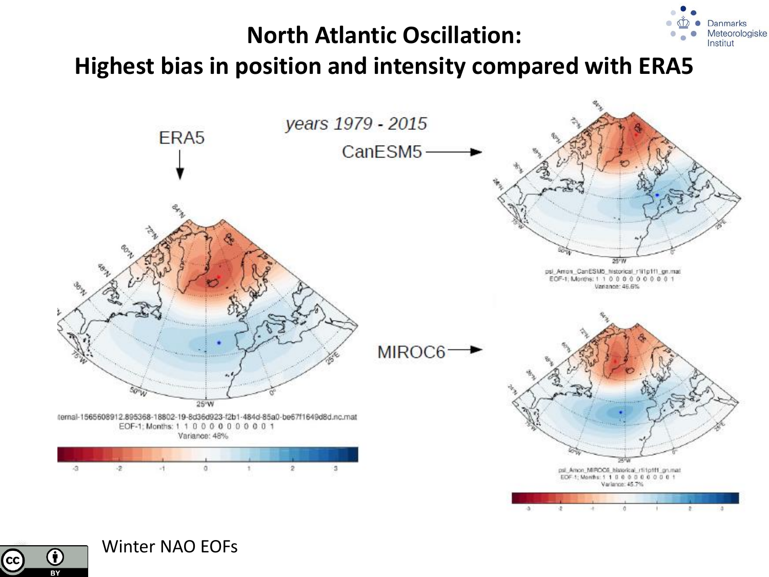# North Atlantic Oscillation: Highest bias in position and intensity compared with ERA5

*years 1979 - 2015*

ERA5

CanESM5

MIROC6

iternal-1565608912.895368-18802-19-8d36d923-f2b1-484d-85a0-be67f1649d8d.nc.mat
EOF-1; Months: 1 1 0 0 0 0 0 0 0 0 0 1
Variance: 48%

psl_Amon_CanESM5_historical_r1i1p1f1_gn.mat
EOF-1; Months: 1 1 0 0 0 0 0 0 0 0 0 1
Variance: 46.6%

psl_Amon_MIROC6_historical_r1i1p1f1_gn.mat
EOF-1; Months: 1 1 0 0 0 0 0 0 0 0 0 1
Variance: 45.7%

Winter NAO EOFs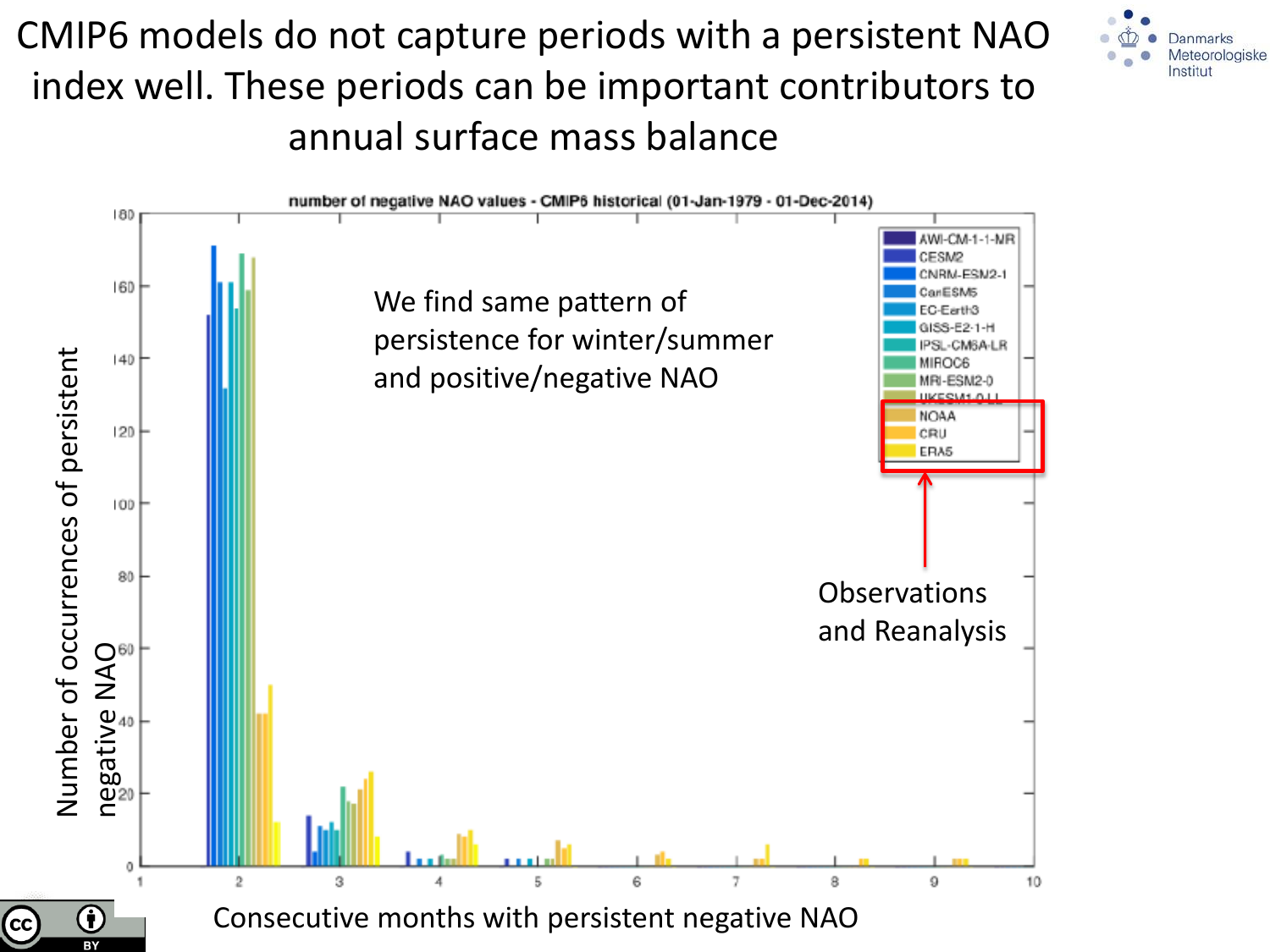# CMIP6 models do not capture periods with a persistent NAO index well. These periods can be important contributors to annual surface mass balance

Danmarks Meteorologiske Institut

**number of negative NAO values - CMIP6 historical (01-Jan-1979 - 01-Dec-2014)**

Legend: AWI-CM-1-1-MR, CESM2, CNRM-ESM2-1, CanESM5, EC-Earth3, GISS-E2-1-H, IPSL-CM6A-LR, MIROC6, MRI-ESM2-0, UKESM1-0-LL, NOAA, CRU, ERA5

We find same pattern of persistence for winter/summer and positive/negative NAO

Observations and Reanalysis

Y-axis: Number of occurrences of persistent negative NAO

X-axis: Consecutive months with persistent negative NAO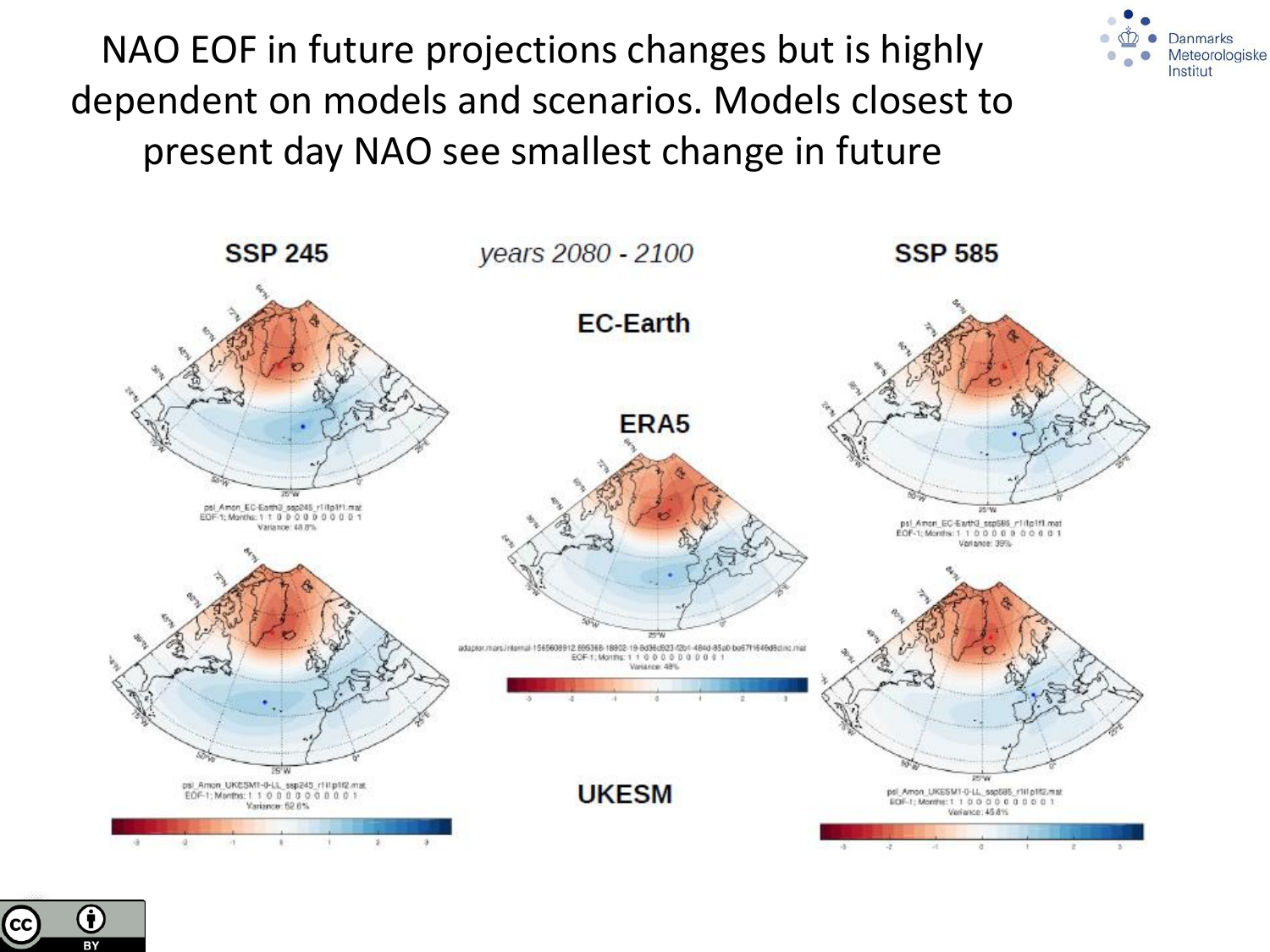# NAO EOF in future projections changes but is highly dependent on models and scenarios. Models closest to present day NAO see smallest change in future

**SSP 245** — *years 2080 - 2100* — **SSP 585**

**EC-Earth**

psl_Amon_EC-Earth3_ssp245_r1i1p1f1.mat
EOF-1; Months: 1 1 0 0 0 0 0 0 0 0 0 1
Variance: 48.8%

psl_Amon_EC-Earth3_ssp585_r1i1p1f1.mat
EOF-1; Months: 1 1 0 0 0 0 0 0 0 0 0 1
Variance: 39%

**ERA5**

adaptor.mars.internal-1565608912.695368-18802-19-8d36d623-f2b1-484d-85a0-bd67f1649d8d.nc.mat
EOF-1; Months: 1 1 0 0 0 0 0 0 0 0 0 1
Variance: 48%

**UKESM**

psl_Amon_UKESM1-0-LL_ssp245_r1i1p1f2.mat
EOF-1; Months: 1 1 0 0 0 0 0 0 0 0 0 1
Variance: 52.8%

psl_Amon_UKESM1-0-LL_ssp585_r1i1p1f2.mat
EOF-1; Months: 1 1 0 0 0 0 0 0 0 0 0 1
Variance: 45.8%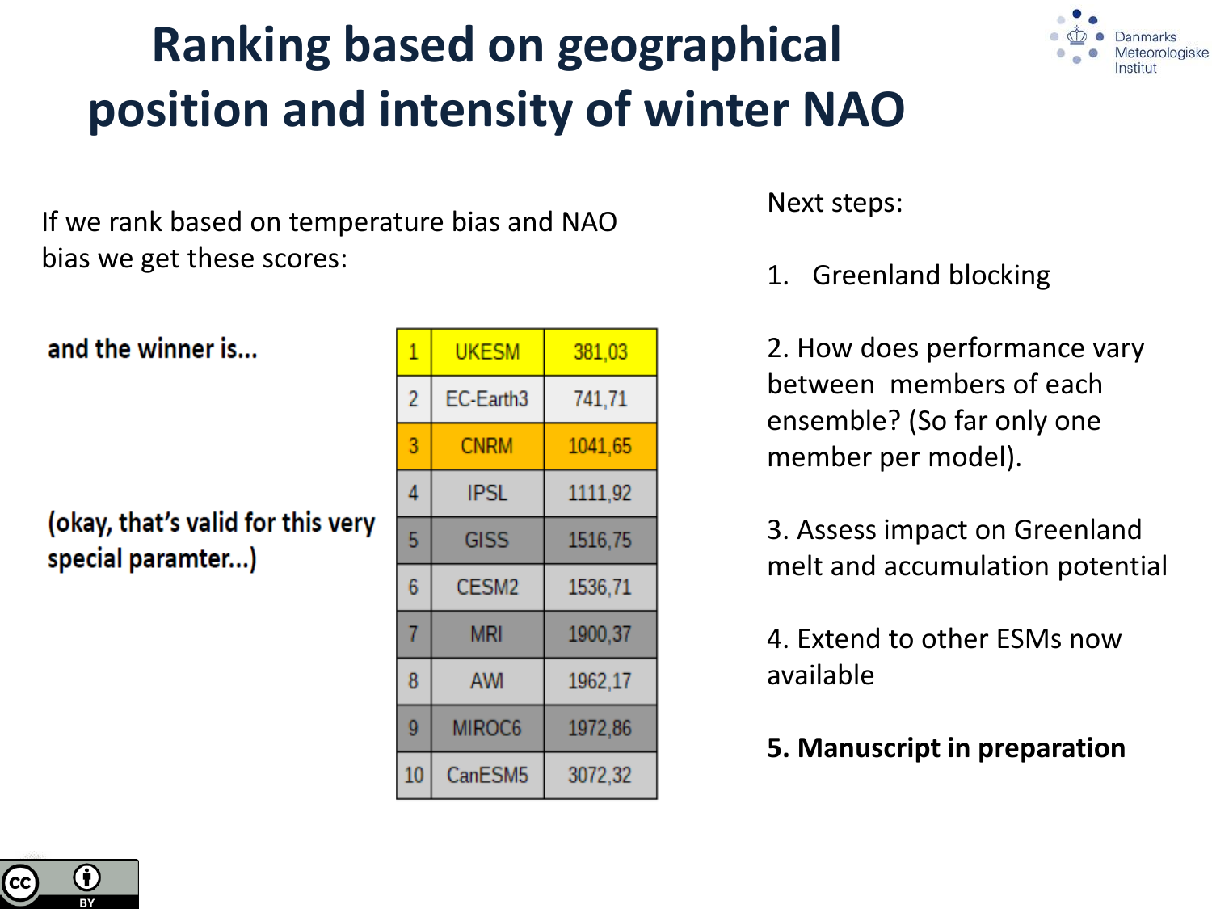# Ranking based on geographical position and intensity of winter NAO

If we rank based on temperature bias and NAO bias we get these scores:

**and the winner is...**

**(okay, that's valid for this very special paramter...)**

| | | |
|---|---|---|
| 1 | UKESM | 381,03 |
| 2 | EC-Earth3 | 741,71 |
| 3 | CNRM | 1041,65 |
| 4 | IPSL | 1111,92 |
| 5 | GISS | 1516,75 |
| 6 | CESM2 | 1536,71 |
| 7 | MRI | 1900,37 |
| 8 | AWI | 1962,17 |
| 9 | MIROC6 | 1972,86 |
| 10 | CanESM5 | 3072,32 |

Next steps:

1. Greenland blocking

2. How does performance vary between members of each ensemble? (So far only one member per model).

3. Assess impact on Greenland melt and accumulation potential

4. Extend to other ESMs now available

**5. Manuscript in preparation**